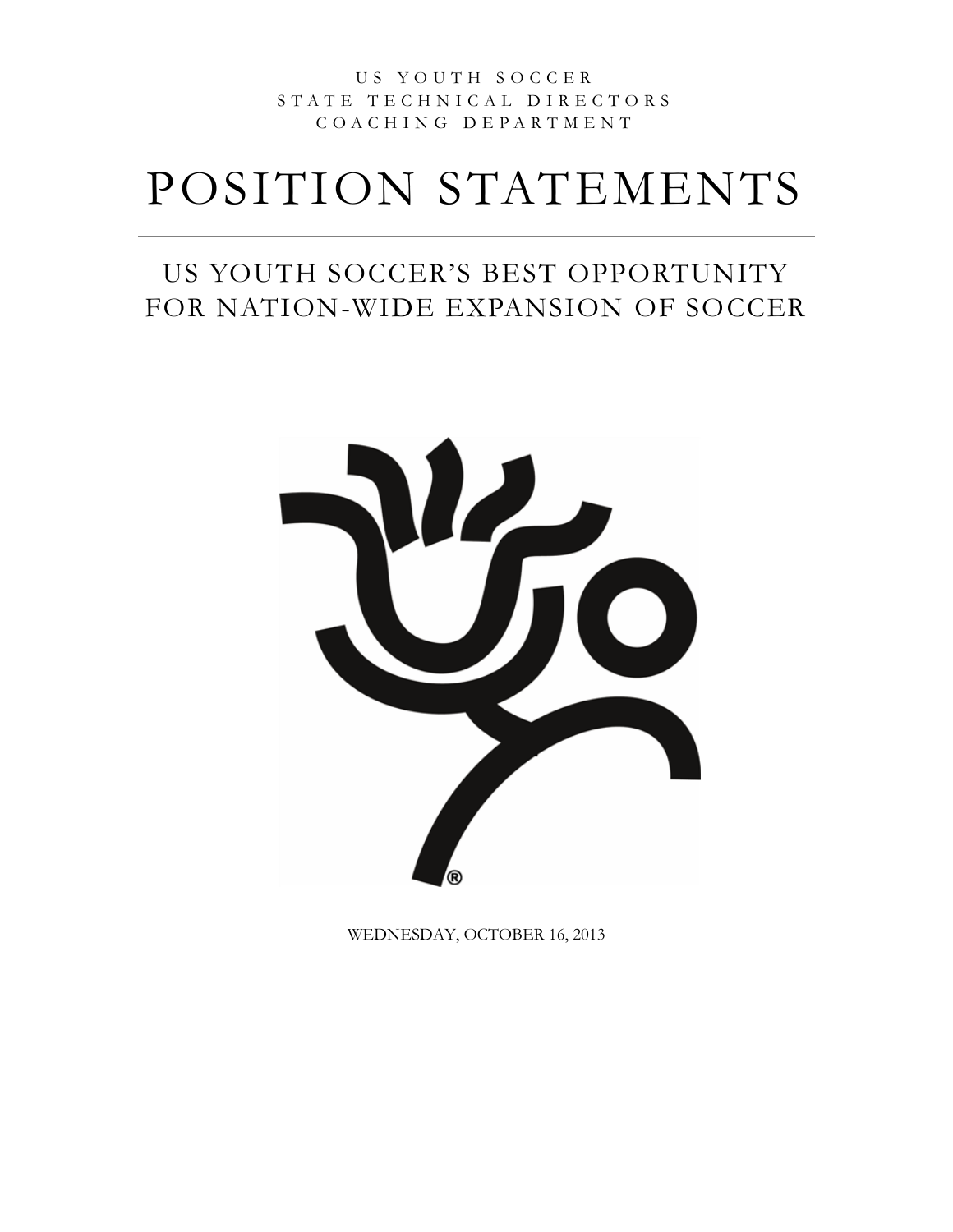US YOUTH SOCCER
STATE TECHNICAL DIRECTORS
COACHING DEPARTMENT

# POSITION STATEMENTS

## US YOUTH SOCCER'S BEST OPPORTUNITY FOR NATION-WIDE EXPANSION OF SOCCER

WEDNESDAY, OCTOBER 16, 2013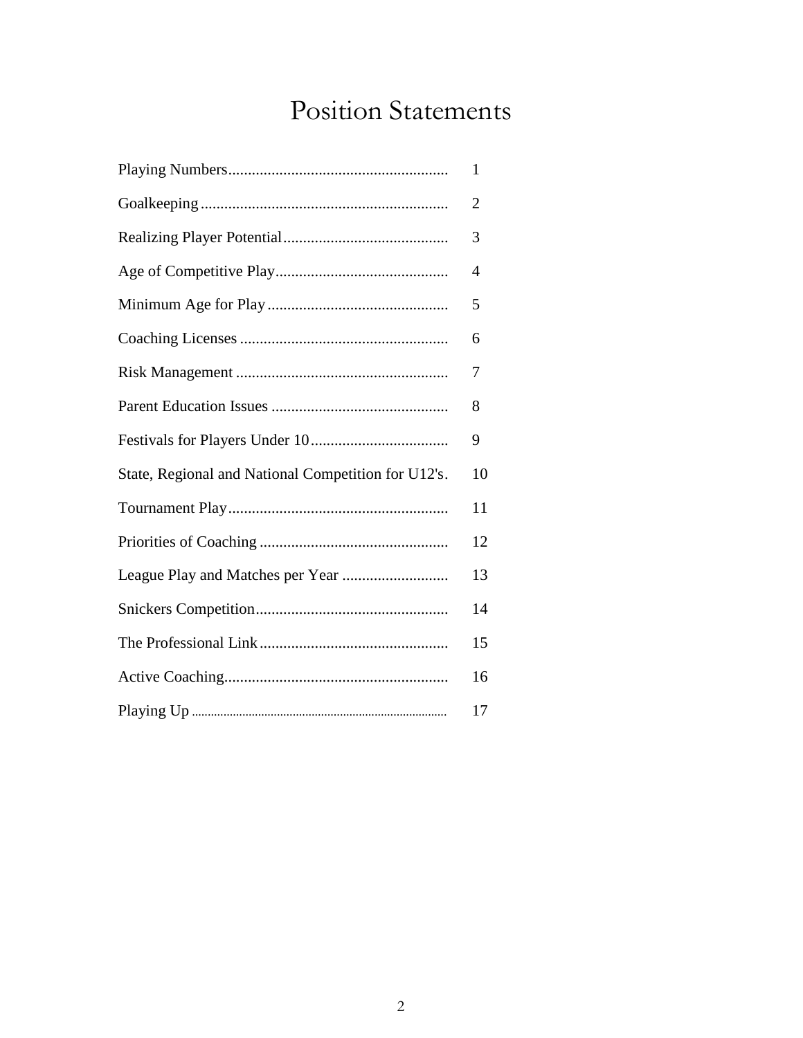# Position Statements

| | |
|---|---|
| Playing Numbers | 1 |
| Goalkeeping | 2 |
| Realizing Player Potential | 3 |
| Age of Competitive Play | 4 |
| Minimum Age for Play | 5 |
| Coaching Licenses | 6 |
| Risk Management | 7 |
| Parent Education Issues | 8 |
| Festivals for Players Under 10 | 9 |
| State, Regional and National Competition for U12's | 10 |
| Tournament Play | 11 |
| Priorities of Coaching | 12 |
| League Play and Matches per Year | 13 |
| Snickers Competition | 14 |
| The Professional Link | 15 |
| Active Coaching | 16 |
| Playing Up | 17 |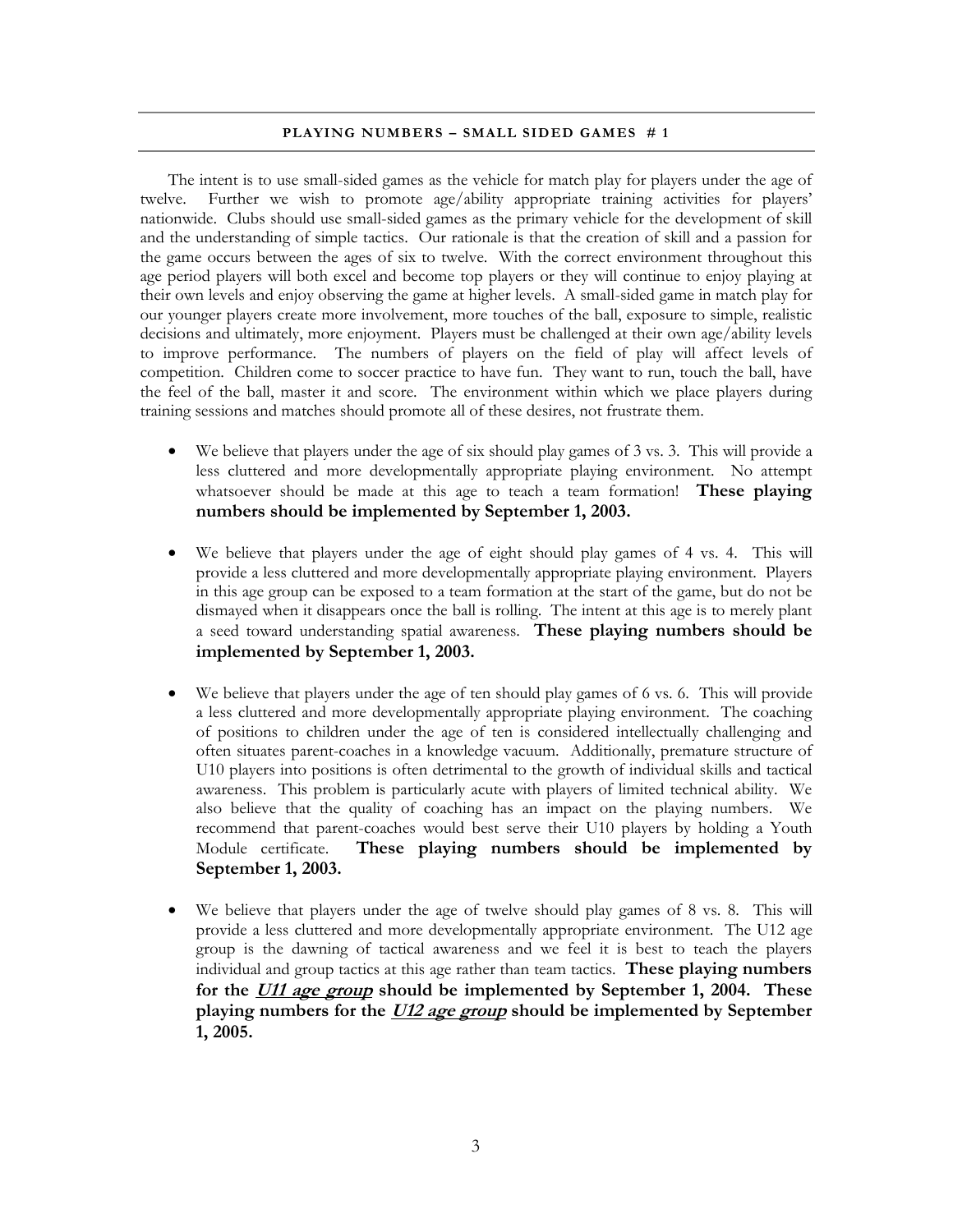## PLAYING NUMBERS – SMALL SIDED GAMES # 1

The intent is to use small-sided games as the vehicle for match play for players under the age of twelve. Further we wish to promote age/ability appropriate training activities for players' nationwide. Clubs should use small-sided games as the primary vehicle for the development of skill and the understanding of simple tactics. Our rationale is that the creation of skill and a passion for the game occurs between the ages of six to twelve. With the correct environment throughout this age period players will both excel and become top players or they will continue to enjoy playing at their own levels and enjoy observing the game at higher levels. A small-sided game in match play for our younger players create more involvement, more touches of the ball, exposure to simple, realistic decisions and ultimately, more enjoyment. Players must be challenged at their own age/ability levels to improve performance. The numbers of players on the field of play will affect levels of competition. Children come to soccer practice to have fun. They want to run, touch the ball, have the feel of the ball, master it and score. The environment within which we place players during training sessions and matches should promote all of these desires, not frustrate them.

- We believe that players under the age of six should play games of 3 vs. 3. This will provide a less cluttered and more developmentally appropriate playing environment. No attempt whatsoever should be made at this age to teach a team formation! **These playing numbers should be implemented by September 1, 2003.**

- We believe that players under the age of eight should play games of 4 vs. 4. This will provide a less cluttered and more developmentally appropriate playing environment. Players in this age group can be exposed to a team formation at the start of the game, but do not be dismayed when it disappears once the ball is rolling. The intent at this age is to merely plant a seed toward understanding spatial awareness. **These playing numbers should be implemented by September 1, 2003.**

- We believe that players under the age of ten should play games of 6 vs. 6. This will provide a less cluttered and more developmentally appropriate playing environment. The coaching of positions to children under the age of ten is considered intellectually challenging and often situates parent-coaches in a knowledge vacuum. Additionally, premature structure of U10 players into positions is often detrimental to the growth of individual skills and tactical awareness. This problem is particularly acute with players of limited technical ability. We also believe that the quality of coaching has an impact on the playing numbers. We recommend that parent-coaches would best serve their U10 players by holding a Youth Module certificate. **These playing numbers should be implemented by September 1, 2003.**

- We believe that players under the age of twelve should play games of 8 vs. 8. This will provide a less cluttered and more developmentally appropriate environment. The U12 age group is the dawning of tactical awareness and we feel it is best to teach the players individual and group tactics at this age rather than team tactics. **These playing numbers for the *U11 age group* should be implemented by September 1, 2004. These playing numbers for the *U12 age group* should be implemented by September 1, 2005.**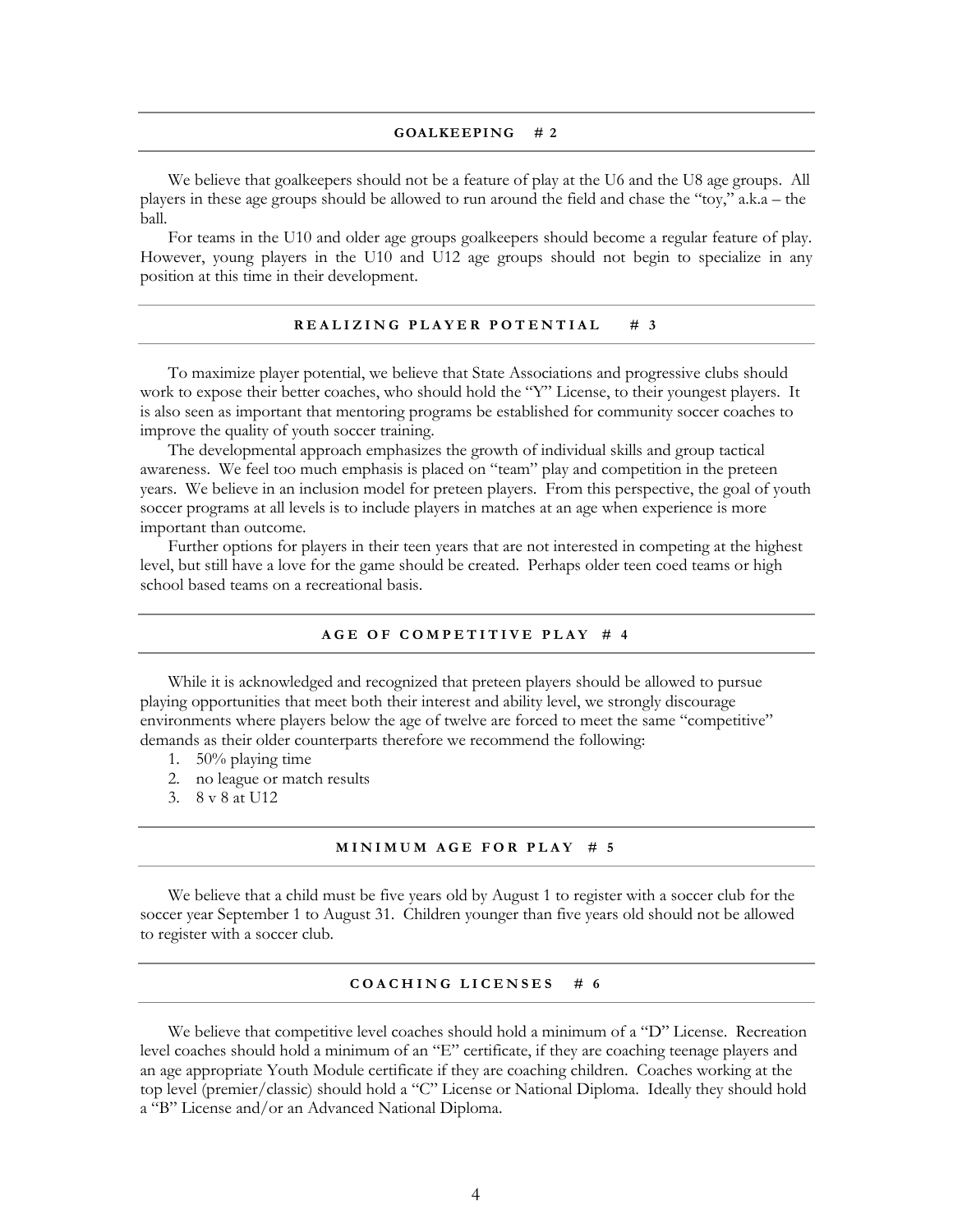## GOALKEEPING # 2

We believe that goalkeepers should not be a feature of play at the U6 and the U8 age groups. All players in these age groups should be allowed to run around the field and chase the "toy," a.k.a – the ball.

For teams in the U10 and older age groups goalkeepers should become a regular feature of play. However, young players in the U10 and U12 age groups should not begin to specialize in any position at this time in their development.

## REALIZING PLAYER POTENTIAL # 3

To maximize player potential, we believe that State Associations and progressive clubs should work to expose their better coaches, who should hold the "Y" License, to their youngest players. It is also seen as important that mentoring programs be established for community soccer coaches to improve the quality of youth soccer training.

The developmental approach emphasizes the growth of individual skills and group tactical awareness. We feel too much emphasis is placed on "team" play and competition in the preteen years. We believe in an inclusion model for preteen players. From this perspective, the goal of youth soccer programs at all levels is to include players in matches at an age when experience is more important than outcome.

Further options for players in their teen years that are not interested in competing at the highest level, but still have a love for the game should be created. Perhaps older teen coed teams or high school based teams on a recreational basis.

## AGE OF COMPETITIVE PLAY # 4

While it is acknowledged and recognized that preteen players should be allowed to pursue playing opportunities that meet both their interest and ability level, we strongly discourage environments where players below the age of twelve are forced to meet the same "competitive" demands as their older counterparts therefore we recommend the following:

1. 50% playing time
2. no league or match results
3. 8 v 8 at U12

## MINIMUM AGE FOR PLAY # 5

We believe that a child must be five years old by August 1 to register with a soccer club for the soccer year September 1 to August 31. Children younger than five years old should not be allowed to register with a soccer club.

## COACHING LICENSES # 6

We believe that competitive level coaches should hold a minimum of a "D" License. Recreation level coaches should hold a minimum of an "E" certificate, if they are coaching teenage players and an age appropriate Youth Module certificate if they are coaching children. Coaches working at the top level (premier/classic) should hold a "C" License or National Diploma. Ideally they should hold a "B" License and/or an Advanced National Diploma.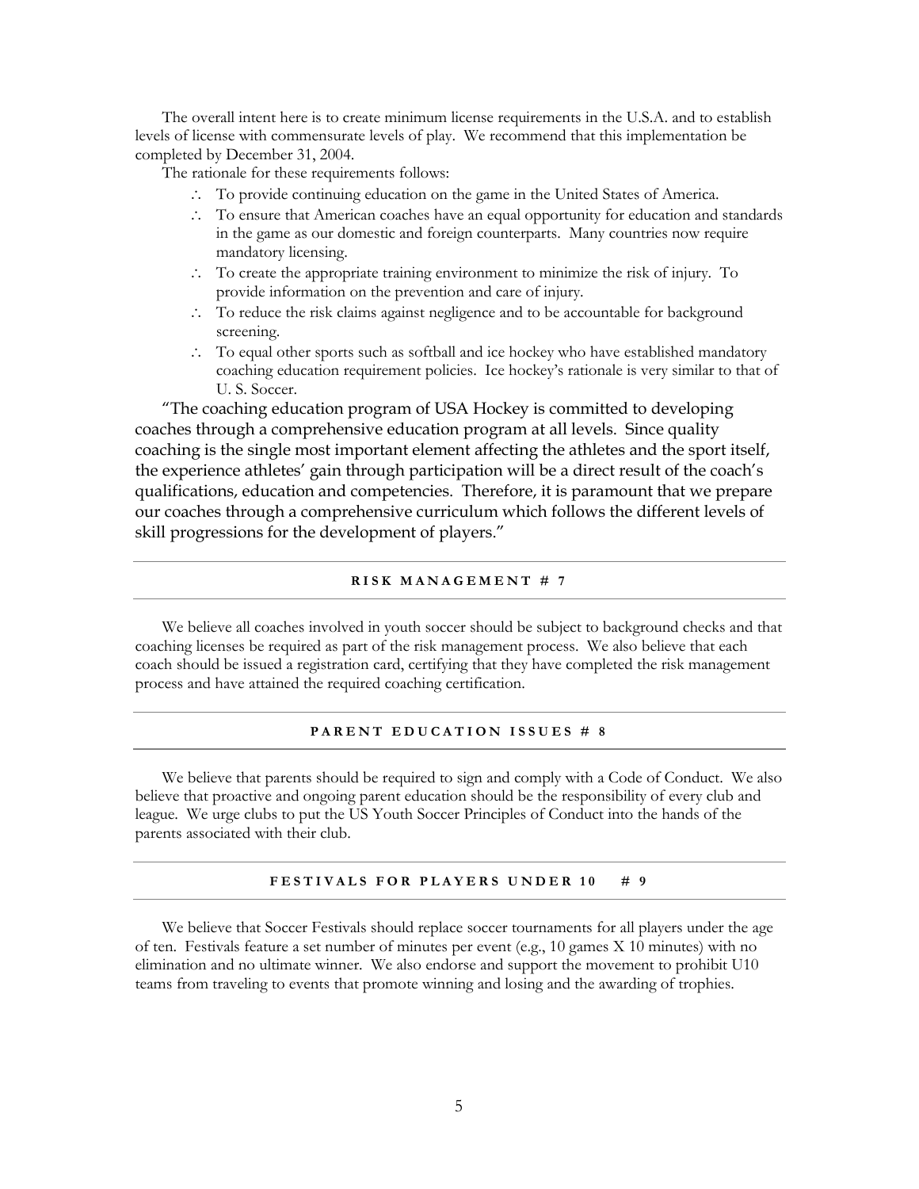The overall intent here is to create minimum license requirements in the U.S.A. and to establish levels of license with commensurate levels of play. We recommend that this implementation be completed by December 31, 2004.

The rationale for these requirements follows:

- To provide continuing education on the game in the United States of America.
- To ensure that American coaches have an equal opportunity for education and standards in the game as our domestic and foreign counterparts. Many countries now require mandatory licensing.
- To create the appropriate training environment to minimize the risk of injury. To provide information on the prevention and care of injury.
- To reduce the risk claims against negligence and to be accountable for background screening.
- To equal other sports such as softball and ice hockey who have established mandatory coaching education requirement policies. Ice hockey's rationale is very similar to that of U. S. Soccer.

"The coaching education program of USA Hockey is committed to developing coaches through a comprehensive education program at all levels. Since quality coaching is the single most important element affecting the athletes and the sport itself, the experience athletes' gain through participation will be a direct result of the coach's qualifications, education and competencies. Therefore, it is paramount that we prepare our coaches through a comprehensive curriculum which follows the different levels of skill progressions for the development of players."

## RISK MANAGEMENT # 7

We believe all coaches involved in youth soccer should be subject to background checks and that coaching licenses be required as part of the risk management process. We also believe that each coach should be issued a registration card, certifying that they have completed the risk management process and have attained the required coaching certification.

## PARENT EDUCATION ISSUES # 8

We believe that parents should be required to sign and comply with a Code of Conduct. We also believe that proactive and ongoing parent education should be the responsibility of every club and league. We urge clubs to put the US Youth Soccer Principles of Conduct into the hands of the parents associated with their club.

## FESTIVALS FOR PLAYERS UNDER 10 # 9

We believe that Soccer Festivals should replace soccer tournaments for all players under the age of ten. Festivals feature a set number of minutes per event (e.g., 10 games X 10 minutes) with no elimination and no ultimate winner. We also endorse and support the movement to prohibit U10 teams from traveling to events that promote winning and losing and the awarding of trophies.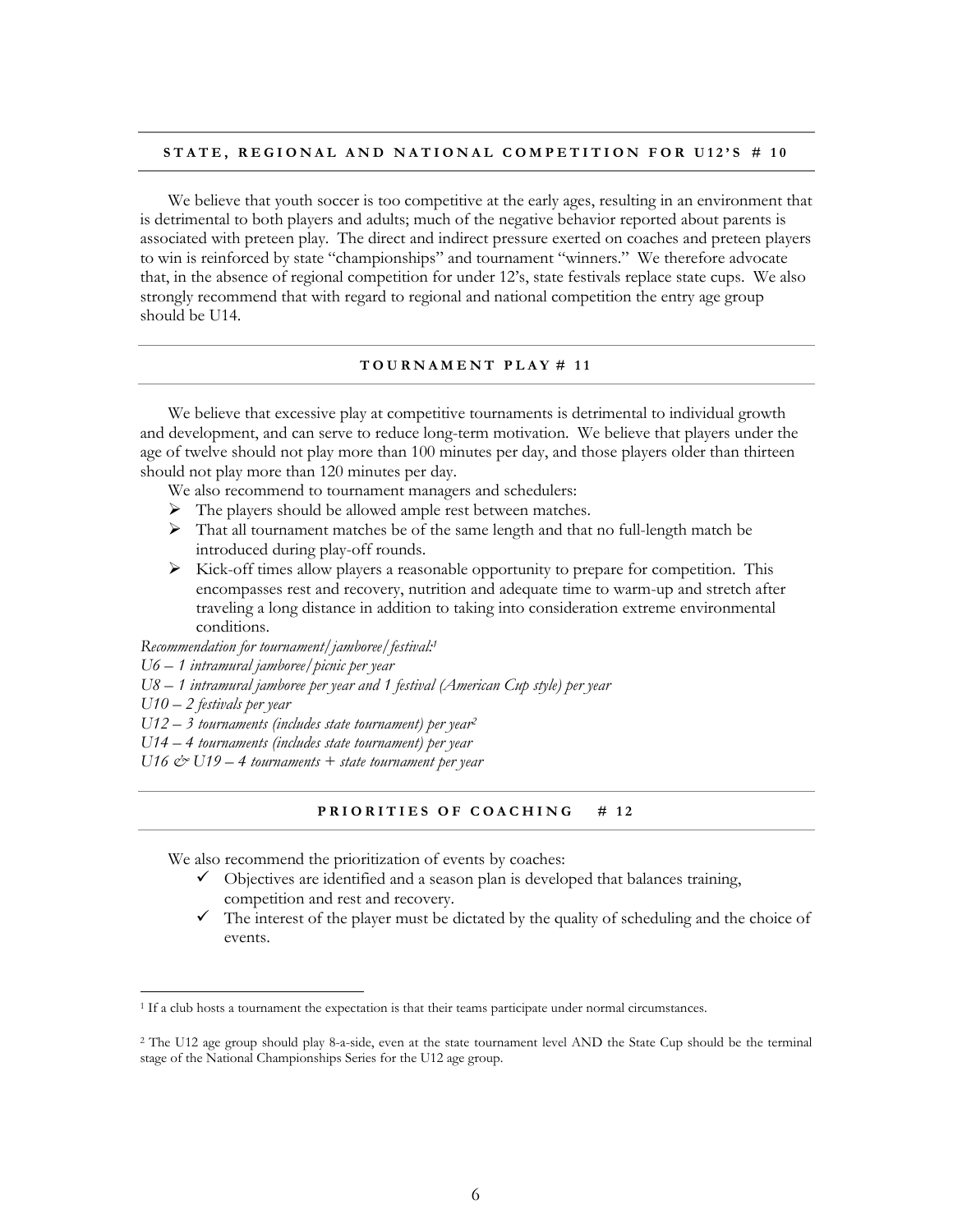## STATE, REGIONAL AND NATIONAL COMPETITION FOR U12'S # 10

We believe that youth soccer is too competitive at the early ages, resulting in an environment that is detrimental to both players and adults; much of the negative behavior reported about parents is associated with preteen play. The direct and indirect pressure exerted on coaches and preteen players to win is reinforced by state "championships" and tournament "winners." We therefore advocate that, in the absence of regional competition for under 12's, state festivals replace state cups. We also strongly recommend that with regard to regional and national competition the entry age group should be U14.

## TOURNAMENT PLAY # 11

We believe that excessive play at competitive tournaments is detrimental to individual growth and development, and can serve to reduce long-term motivation. We believe that players under the age of twelve should not play more than 100 minutes per day, and those players older than thirteen should not play more than 120 minutes per day.

We also recommend to tournament managers and schedulers:

- The players should be allowed ample rest between matches.
- That all tournament matches be of the same length and that no full-length match be introduced during play-off rounds.
- Kick-off times allow players a reasonable opportunity to prepare for competition. This encompasses rest and recovery, nutrition and adequate time to warm-up and stretch after traveling a long distance in addition to taking into consideration extreme environmental conditions.

*Recommendation for tournament/jamboree/festival:*[1]

*U6 – 1 intramural jamboree/picnic per year*

*U8 – 1 intramural jamboree per year and 1 festival (American Cup style) per year*

*U10 – 2 festivals per year*

*U12 – 3 tournaments (includes state tournament) per year*[2]

*U14 – 4 tournaments (includes state tournament) per year*

*U16 & U19 – 4 tournaments + state tournament per year*

## PRIORITIES OF COACHING # 12

We also recommend the prioritization of events by coaches:

- ✓ Objectives are identified and a season plan is developed that balances training, competition and rest and recovery.
- ✓ The interest of the player must be dictated by the quality of scheduling and the choice of events.

---

[1] If a club hosts a tournament the expectation is that their teams participate under normal circumstances.

[2] The U12 age group should play 8-a-side, even at the state tournament level AND the State Cup should be the terminal stage of the National Championships Series for the U12 age group.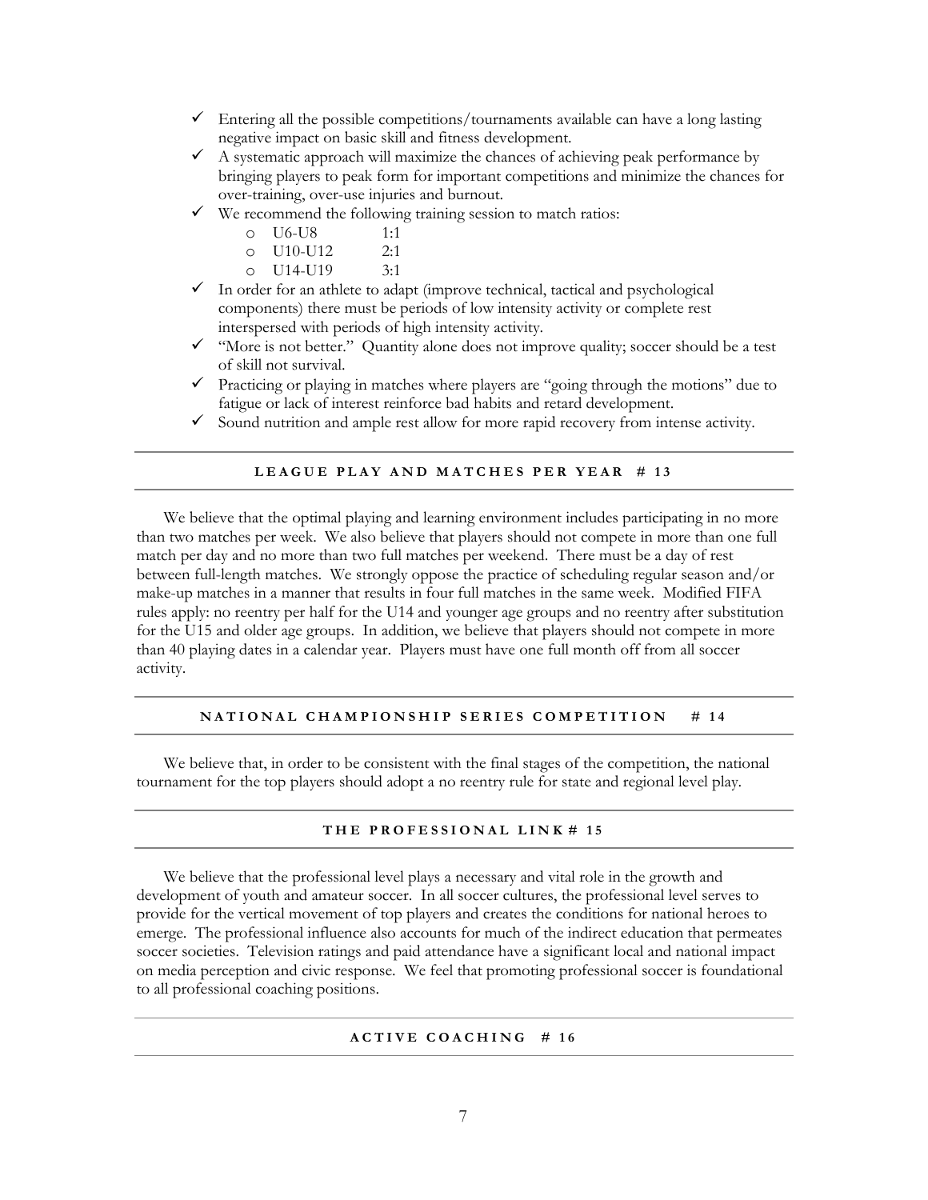- ✓ Entering all the possible competitions/tournaments available can have a long lasting negative impact on basic skill and fitness development.
- ✓ A systematic approach will maximize the chances of achieving peak performance by bringing players to peak form for important competitions and minimize the chances for over-training, over-use injuries and burnout.
- ✓ We recommend the following training session to match ratios:
  - U6-U8 1:1
  - U10-U12 2:1
  - U14-U19 3:1
- ✓ In order for an athlete to adapt (improve technical, tactical and psychological components) there must be periods of low intensity activity or complete rest interspersed with periods of high intensity activity.
- ✓ "More is not better." Quantity alone does not improve quality; soccer should be a test of skill not survival.
- ✓ Practicing or playing in matches where players are "going through the motions" due to fatigue or lack of interest reinforce bad habits and retard development.
- ✓ Sound nutrition and ample rest allow for more rapid recovery from intense activity.

---

## LEAGUE PLAY AND MATCHES PER YEAR # 13

---

We believe that the optimal playing and learning environment includes participating in no more than two matches per week. We also believe that players should not compete in more than one full match per day and no more than two full matches per weekend. There must be a day of rest between full-length matches. We strongly oppose the practice of scheduling regular season and/or make-up matches in a manner that results in four full matches in the same week. Modified FIFA rules apply: no reentry per half for the U14 and younger age groups and no reentry after substitution for the U15 and older age groups. In addition, we believe that players should not compete in more than 40 playing dates in a calendar year. Players must have one full month off from all soccer activity.

---

## NATIONAL CHAMPIONSHIP SERIES COMPETITION # 14

---

We believe that, in order to be consistent with the final stages of the competition, the national tournament for the top players should adopt a no reentry rule for state and regional level play.

---

## THE PROFESSIONAL LINK # 15

---

We believe that the professional level plays a necessary and vital role in the growth and development of youth and amateur soccer. In all soccer cultures, the professional level serves to provide for the vertical movement of top players and creates the conditions for national heroes to emerge. The professional influence also accounts for much of the indirect education that permeates soccer societies. Television ratings and paid attendance have a significant local and national impact on media perception and civic response. We feel that promoting professional soccer is foundational to all professional coaching positions.

---

## ACTIVE COACHING # 16

---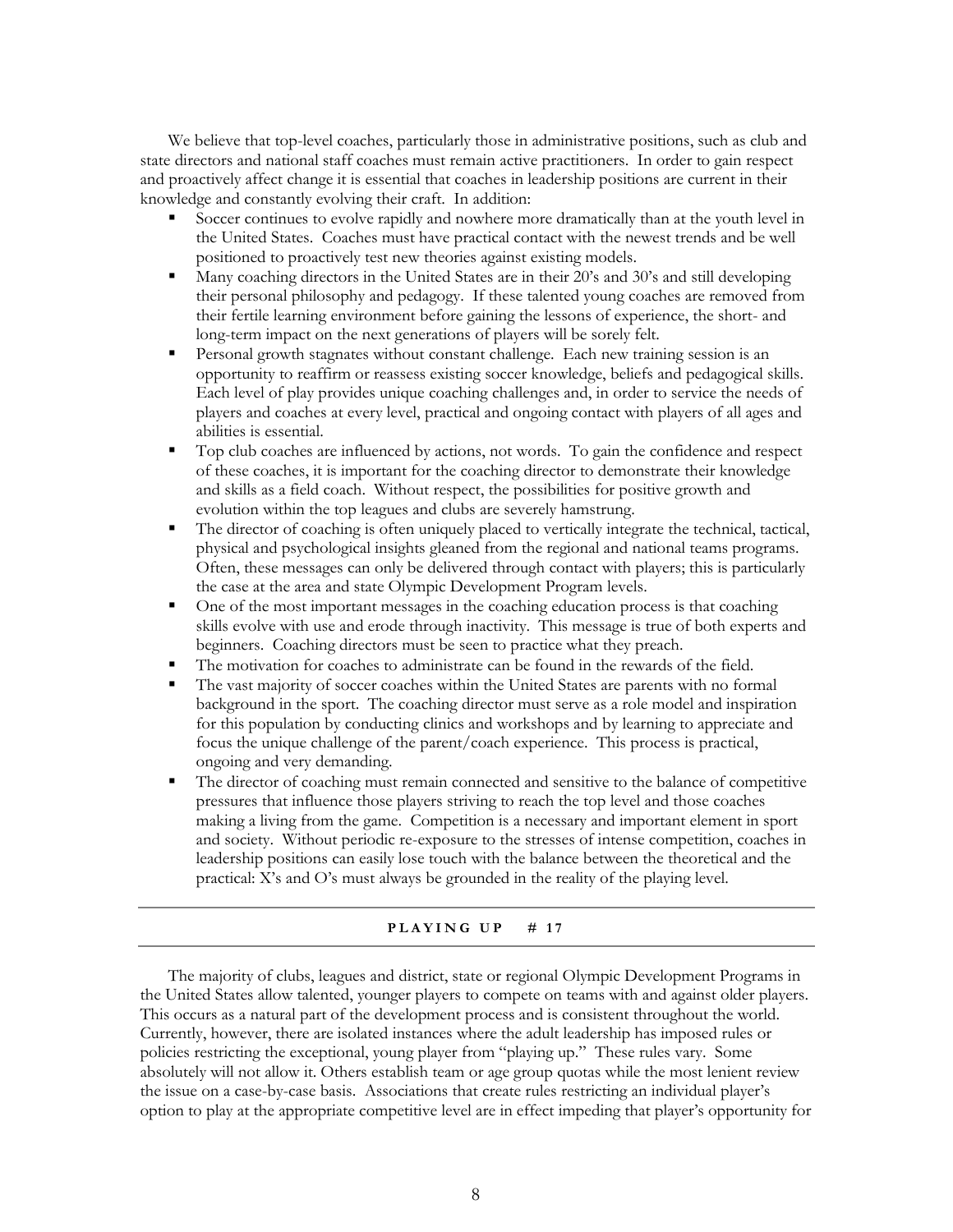We believe that top-level coaches, particularly those in administrative positions, such as club and state directors and national staff coaches must remain active practitioners. In order to gain respect and proactively affect change it is essential that coaches in leadership positions are current in their knowledge and constantly evolving their craft. In addition:

- Soccer continues to evolve rapidly and nowhere more dramatically than at the youth level in the United States. Coaches must have practical contact with the newest trends and be well positioned to proactively test new theories against existing models.
- Many coaching directors in the United States are in their 20's and 30's and still developing their personal philosophy and pedagogy. If these talented young coaches are removed from their fertile learning environment before gaining the lessons of experience, the short- and long-term impact on the next generations of players will be sorely felt.
- Personal growth stagnates without constant challenge. Each new training session is an opportunity to reaffirm or reassess existing soccer knowledge, beliefs and pedagogical skills. Each level of play provides unique coaching challenges and, in order to service the needs of players and coaches at every level, practical and ongoing contact with players of all ages and abilities is essential.
- Top club coaches are influenced by actions, not words. To gain the confidence and respect of these coaches, it is important for the coaching director to demonstrate their knowledge and skills as a field coach. Without respect, the possibilities for positive growth and evolution within the top leagues and clubs are severely hamstrung.
- The director of coaching is often uniquely placed to vertically integrate the technical, tactical, physical and psychological insights gleaned from the regional and national teams programs. Often, these messages can only be delivered through contact with players; this is particularly the case at the area and state Olympic Development Program levels.
- One of the most important messages in the coaching education process is that coaching skills evolve with use and erode through inactivity. This message is true of both experts and beginners. Coaching directors must be seen to practice what they preach.
- The motivation for coaches to administrate can be found in the rewards of the field.
- The vast majority of soccer coaches within the United States are parents with no formal background in the sport. The coaching director must serve as a role model and inspiration for this population by conducting clinics and workshops and by learning to appreciate and focus the unique challenge of the parent/coach experience. This process is practical, ongoing and very demanding.
- The director of coaching must remain connected and sensitive to the balance of competitive pressures that influence those players striving to reach the top level and those coaches making a living from the game. Competition is a necessary and important element in sport and society. Without periodic re-exposure to the stresses of intense competition, coaches in leadership positions can easily lose touch with the balance between the theoretical and the practical: X's and O's must always be grounded in the reality of the playing level.

---

## PLAYING UP # 17

---

The majority of clubs, leagues and district, state or regional Olympic Development Programs in the United States allow talented, younger players to compete on teams with and against older players. This occurs as a natural part of the development process and is consistent throughout the world. Currently, however, there are isolated instances where the adult leadership has imposed rules or policies restricting the exceptional, young player from "playing up." These rules vary. Some absolutely will not allow it. Others establish team or age group quotas while the most lenient review the issue on a case-by-case basis. Associations that create rules restricting an individual player's option to play at the appropriate competitive level are in effect impeding that player's opportunity for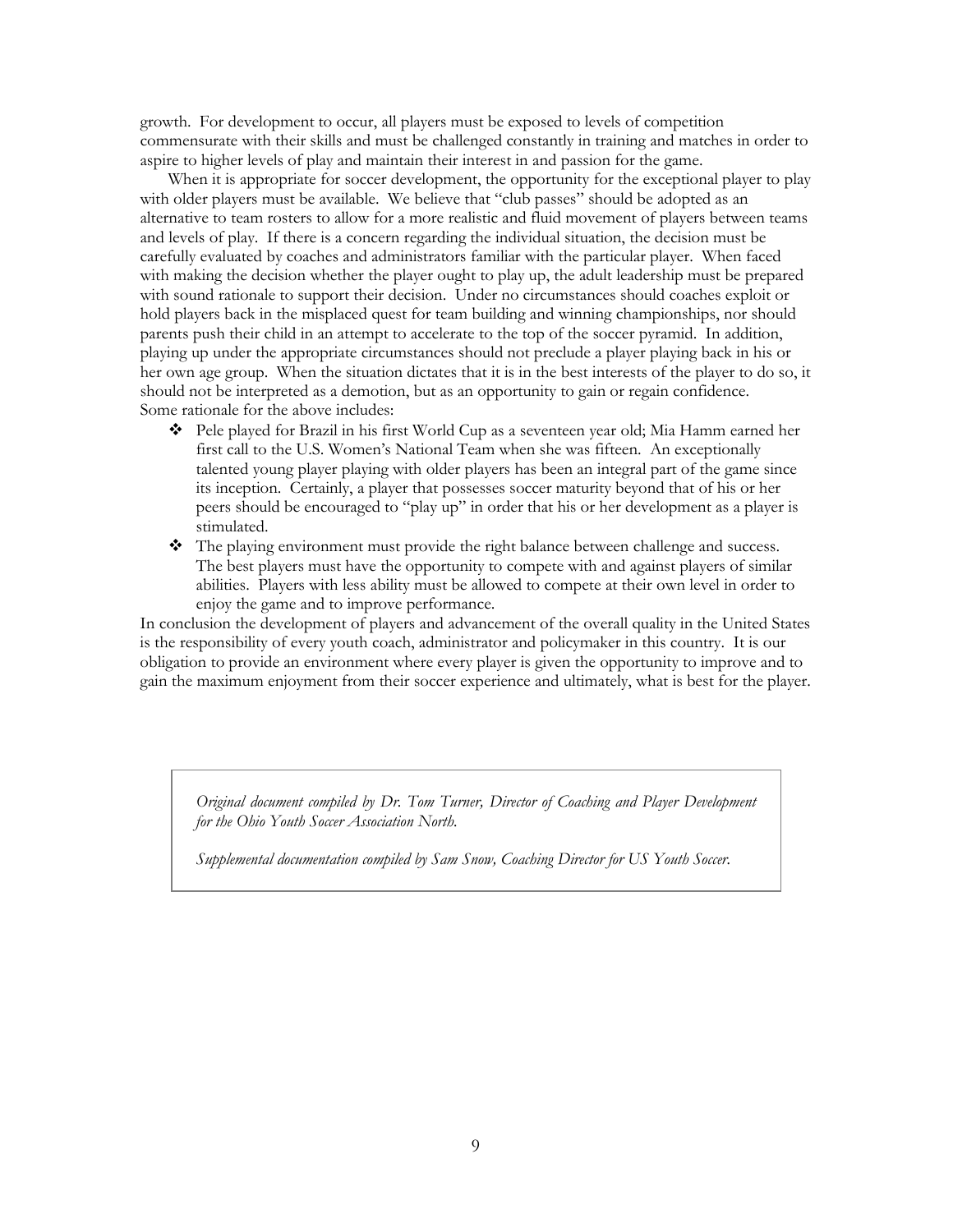growth. For development to occur, all players must be exposed to levels of competition commensurate with their skills and must be challenged constantly in training and matches in order to aspire to higher levels of play and maintain their interest in and passion for the game.

When it is appropriate for soccer development, the opportunity for the exceptional player to play with older players must be available. We believe that "club passes" should be adopted as an alternative to team rosters to allow for a more realistic and fluid movement of players between teams and levels of play. If there is a concern regarding the individual situation, the decision must be carefully evaluated by coaches and administrators familiar with the particular player. When faced with making the decision whether the player ought to play up, the adult leadership must be prepared with sound rationale to support their decision. Under no circumstances should coaches exploit or hold players back in the misplaced quest for team building and winning championships, nor should parents push their child in an attempt to accelerate to the top of the soccer pyramid. In addition, playing up under the appropriate circumstances should not preclude a player playing back in his or her own age group. When the situation dictates that it is in the best interests of the player to do so, it should not be interpreted as a demotion, but as an opportunity to gain or regain confidence.
Some rationale for the above includes:

- Pele played for Brazil in his first World Cup as a seventeen year old; Mia Hamm earned her first call to the U.S. Women's National Team when she was fifteen. An exceptionally talented young player playing with older players has been an integral part of the game since its inception. Certainly, a player that possesses soccer maturity beyond that of his or her peers should be encouraged to "play up" in order that his or her development as a player is stimulated.
- The playing environment must provide the right balance between challenge and success. The best players must have the opportunity to compete with and against players of similar abilities. Players with less ability must be allowed to compete at their own level in order to enjoy the game and to improve performance.

In conclusion the development of players and advancement of the overall quality in the United States is the responsibility of every youth coach, administrator and policymaker in this country. It is our obligation to provide an environment where every player is given the opportunity to improve and to gain the maximum enjoyment from their soccer experience and ultimately, what is best for the player.

*Original document compiled by Dr. Tom Turner, Director of Coaching and Player Development for the Ohio Youth Soccer Association North.*

*Supplemental documentation compiled by Sam Snow, Coaching Director for US Youth Soccer.*